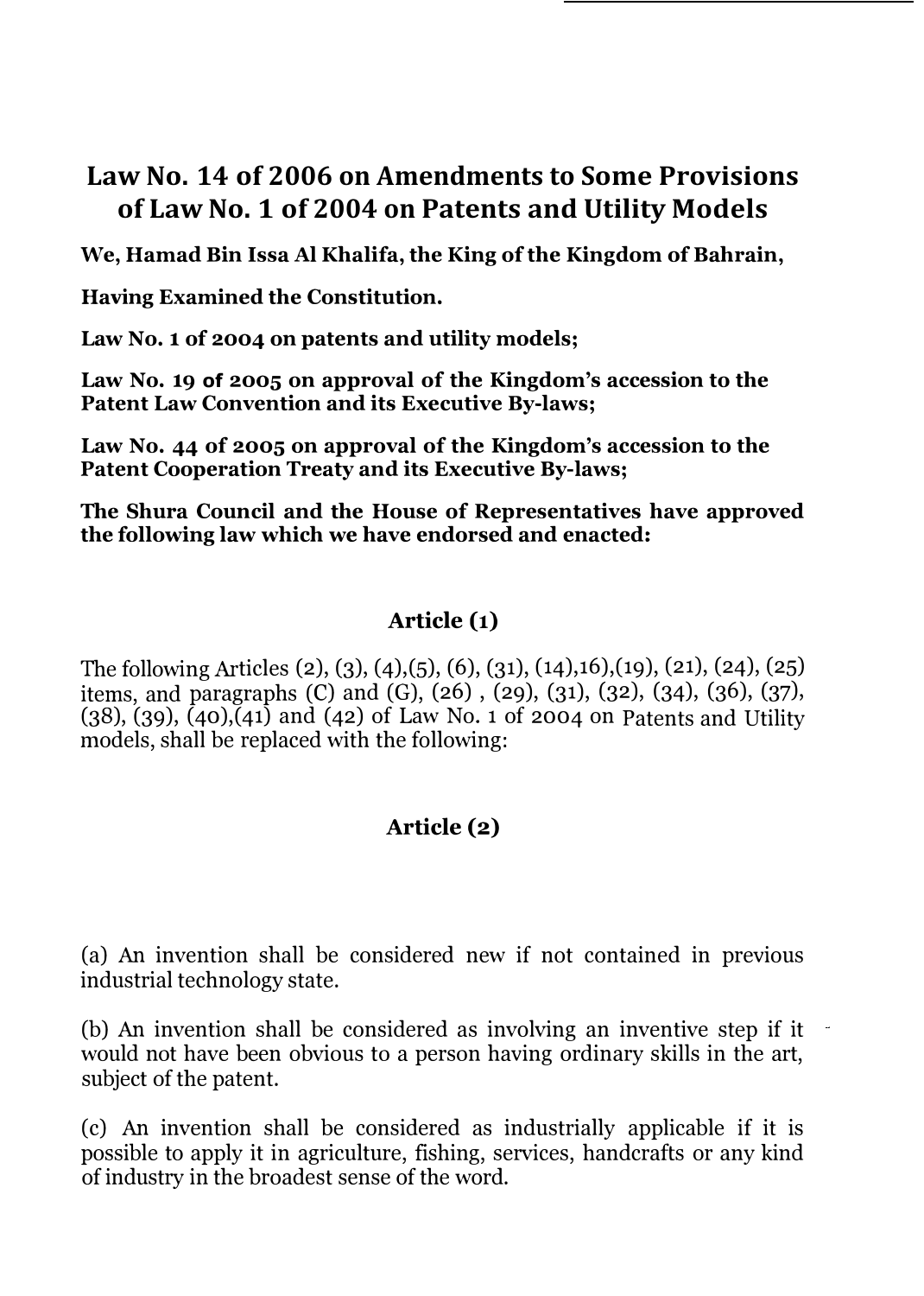# Law No. 14 of 2006 on Amendments to Some Provisions of Law No. 1 of 2004 on Patents and Utility Models

**We, Hamad Bin Issa Al Khalifa, the King of the Kingdom of Bahrain,**

**Having Examined the Constitution.**

**Law No. 1 of 2004 on patents and utility models;**

**Law No. 19 of 2005 on approval of the Kingdom's accession to the Patent Law Convention and its Executive By-laws;**

**Law No. 44 of 2005 on approval of the Kingdom's accession to the Patent Cooperation Treaty and its Executive By-laws;**

**The Shura Council and the House of Representatives have approved the following law which we have endorsed and enacted:**

## Article (1)

The following Articles (2), (3), (4),(5), (6), (31), (14),16),(19), (21), (24), (25) items, and paragraphs (C) and (G), (26) , (29), (31), (32), (34), (36), (37), (38), (39), (40),(41) and (42) of Law No. 1 of 2004 on Patents and Utility models, shall be replaced with the following:

## Article (2)

(a) An invention shall be considered new if not contained in previous industrial technology state.

(b) An invention shall be considered as involving an inventive step if it would not have been obvious to a person having ordinary skills in the art, subject of the patent.

(c) An invention shall be considered as industrially applicable if it is possible to apply it in agriculture, fishing, services, handcrafts or any kind of industry in the broadest sense of the word.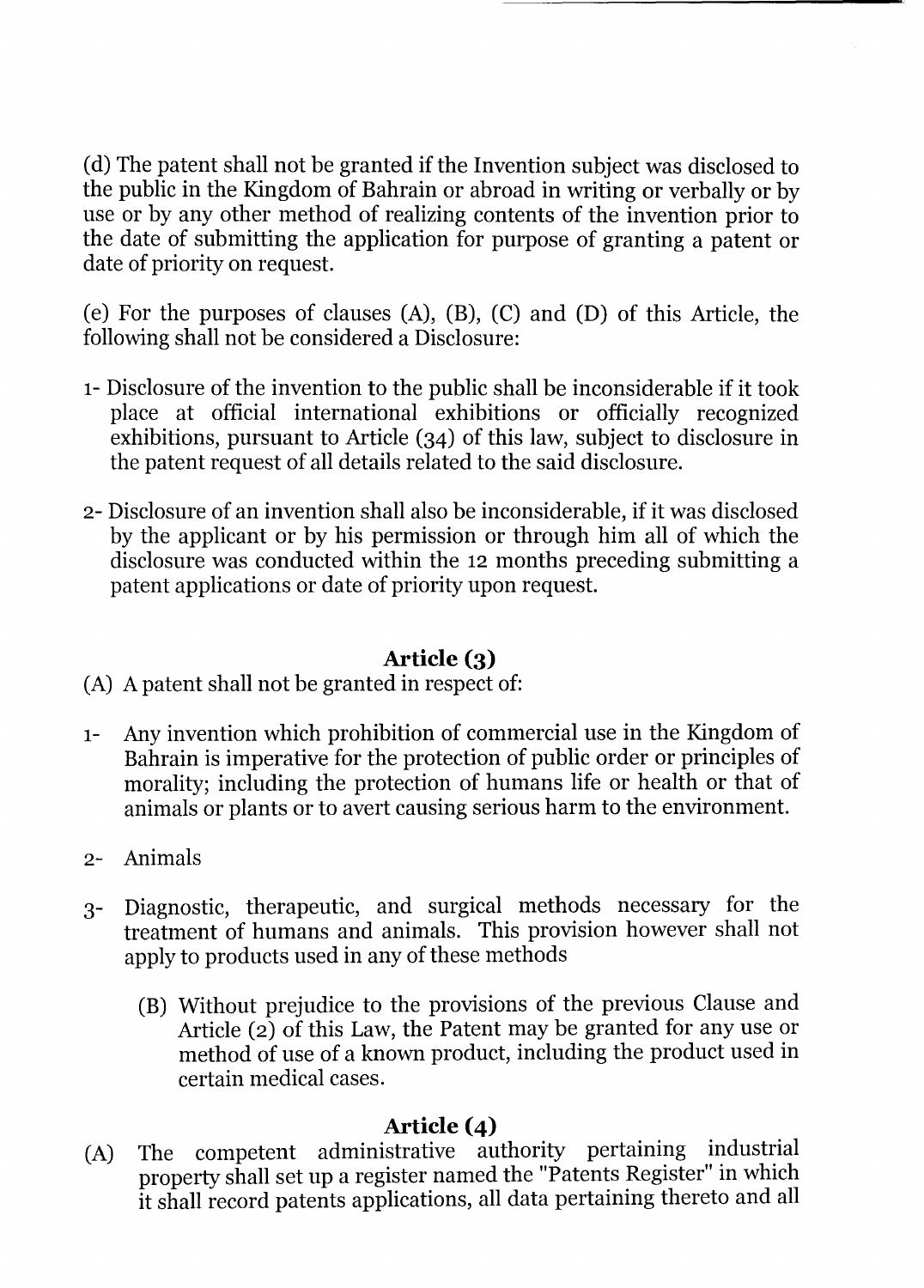(d) The patent shall not be granted if the Invention subject was disclosed to the public in the Kingdom of Bahrain or abroad in writing or verbally or by use or by any other method of realizing contents of the invention prior to the date of submitting the application for purpose of granting a patent or date of priority on request.

(e) For the purposes of clauses (A), (B), (C) and (D) of this Article, the following shall not be considered a Disclosure:

1- Disclosure of the invention to the public shall be inconsiderable if it took place at official international exhibitions or officially recognized exhibitions, pursuant to Article (34) of this law, subject to disclosure in the patent request of all details related to the said disclosure.

2- Disclosure of an invention shall also be inconsiderable, if it was disclosed by the applicant or by his permission or through him all of which the disclosure was conducted within the 12 months preceding submitting a patent applications or date of priority upon request.

## Article (3)

(A) A patent shall not be granted in respect of:

1- Any invention which prohibition of commercial use in the Kingdom of Bahrain is imperative for the protection of public order or principles of morality; including the protection of humans life or health or that of animals or plants or to avert causing serious harm to the environment.

2- Animals

3- Diagnostic, therapeutic, and surgical methods necessary for the treatment of humans and animals. This provision however shall not apply to products used in any of these methods

(B) Without prejudice to the provisions of the previous Clause and Article (2) of this Law, the Patent may be granted for any use or method of use of a known product, including the product used in certain medical cases.

## Article (4)

(A) The competent administrative authority pertaining industrial property shall set up a register named the "Patents Register" in which it shall record patents applications, all data pertaining thereto and all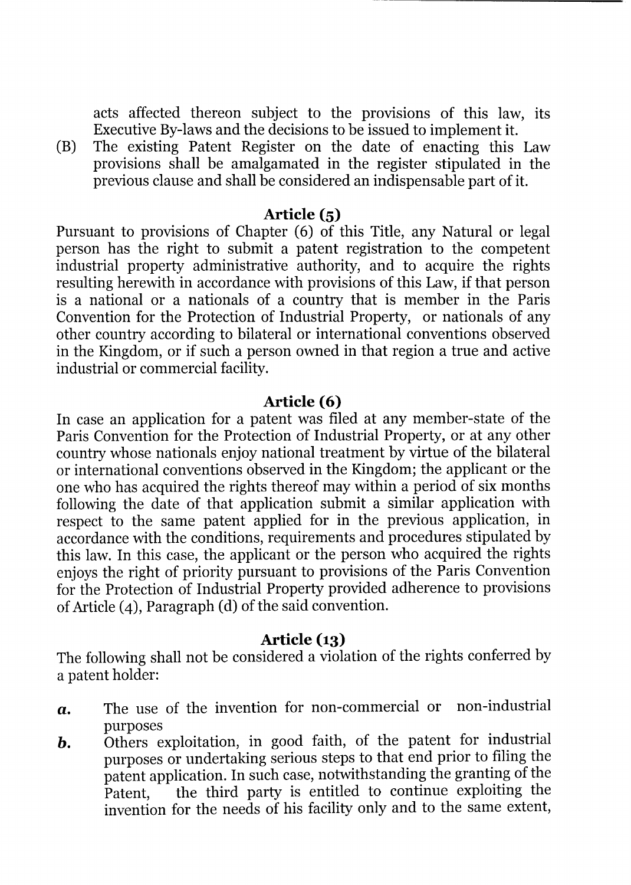acts affected thereon subject to the provisions of this law, its Executive By-laws and the decisions to be issued to implement it.

(B) The existing Patent Register on the date of enacting this Law provisions shall be amalgamated in the register stipulated in the previous clause and shall be considered an indispensable part of it.

## Article (5)

Pursuant to provisions of Chapter (6) of this Title, any Natural or legal person has the right to submit a patent registration to the competent industrial property administrative authority, and to acquire the rights resulting herewith in accordance with provisions of this Law, if that person is a national or a nationals of a country that is member in the Paris Convention for the Protection of Industrial Property, or nationals of any other country according to bilateral or international conventions observed in the Kingdom, or if such a person owned in that region a true and active industrial or commercial facility.

## Article (6)

In case an application for a patent was filed at any member-state of the Paris Convention for the Protection of Industrial Property, or at any other country whose nationals enjoy national treatment by virtue of the bilateral or international conventions observed in the Kingdom; the applicant or the one who has acquired the rights thereof may within a period of six months following the date of that application submit a similar application with respect to the same patent applied for in the previous application, in accordance with the conditions, requirements and procedures stipulated by this law. In this case, the applicant or the person who acquired the rights enjoys the right of priority pursuant to provisions of the Paris Convention for the Protection of Industrial Property provided adherence to provisions of Article (4), Paragraph (d) of the said convention.

## Article (13)

The following shall not be considered a violation of the rights conferred by a patent holder:

***a.*** The use of the invention for non-commercial or non-industrial purposes

***b.*** Others exploitation, in good faith, of the patent for industrial purposes or undertaking serious steps to that end prior to filing the patent application. In such case, notwithstanding the granting of the Patent, the third party is entitled to continue exploiting the invention for the needs of his facility only and to the same extent,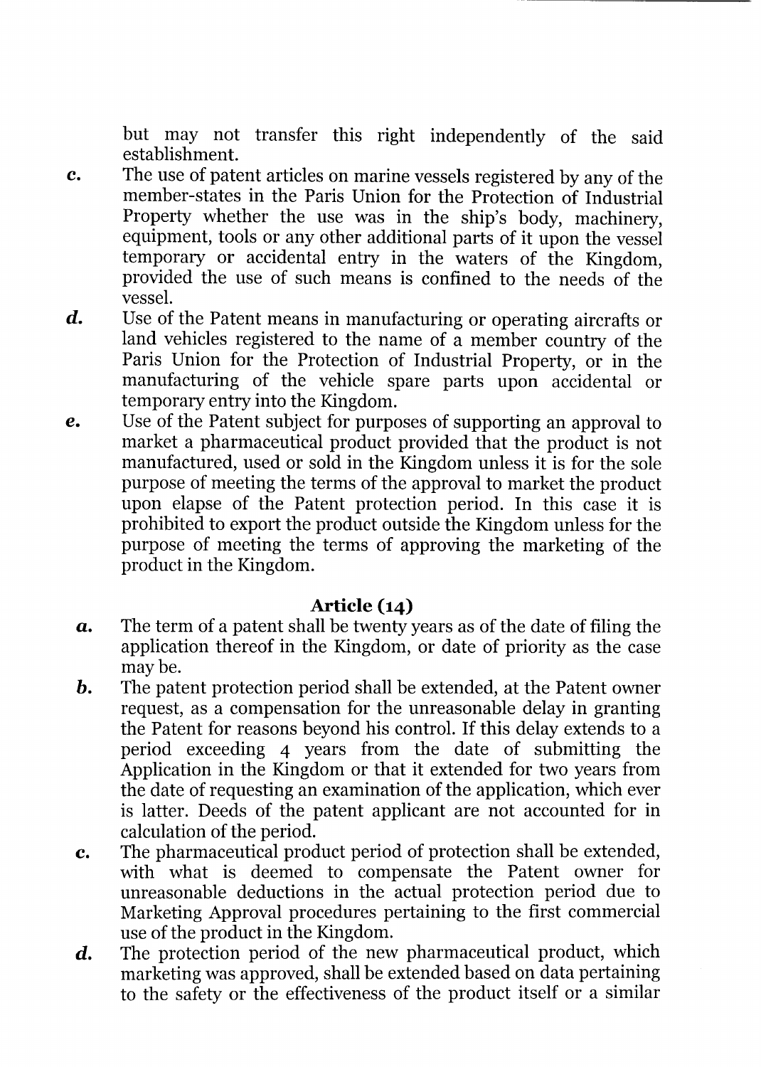but may not transfer this right independently of the said establishment.

- ***c.*** The use of patent articles on marine vessels registered by any of the member-states in the Paris Union for the Protection of Industrial Property whether the use was in the ship's body, machinery, equipment, tools or any other additional parts of it upon the vessel temporary or accidental entry in the waters of the Kingdom, provided the use of such means is confined to the needs of the vessel.
- ***d.*** Use of the Patent means in manufacturing or operating aircrafts or land vehicles registered to the name of a member country of the Paris Union for the Protection of Industrial Property, or in the manufacturing of the vehicle spare parts upon accidental or temporary entry into the Kingdom.
- ***e.*** Use of the Patent subject for purposes of supporting an approval to market a pharmaceutical product provided that the product is not manufactured, used or sold in the Kingdom unless it is for the sole purpose of meeting the terms of the approval to market the product upon elapse of the Patent protection period. In this case it is prohibited to export the product outside the Kingdom unless for the purpose of meeting the terms of approving the marketing of the product in the Kingdom.

## Article (14)

- ***a.*** The term of a patent shall be twenty years as of the date of filing the application thereof in the Kingdom, or date of priority as the case may be.
- ***b.*** The patent protection period shall be extended, at the Patent owner request, as a compensation for the unreasonable delay in granting the Patent for reasons beyond his control. If this delay extends to a period exceeding 4 years from the date of submitting the Application in the Kingdom or that it extended for two years from the date of requesting an examination of the application, which ever is latter. Deeds of the patent applicant are not accounted for in calculation of the period.
- ***c.*** The pharmaceutical product period of protection shall be extended, with what is deemed to compensate the Patent owner for unreasonable deductions in the actual protection period due to Marketing Approval procedures pertaining to the first commercial use of the product in the Kingdom.
- ***d.*** The protection period of the new pharmaceutical product, which marketing was approved, shall be extended based on data pertaining to the safety or the effectiveness of the product itself or a similar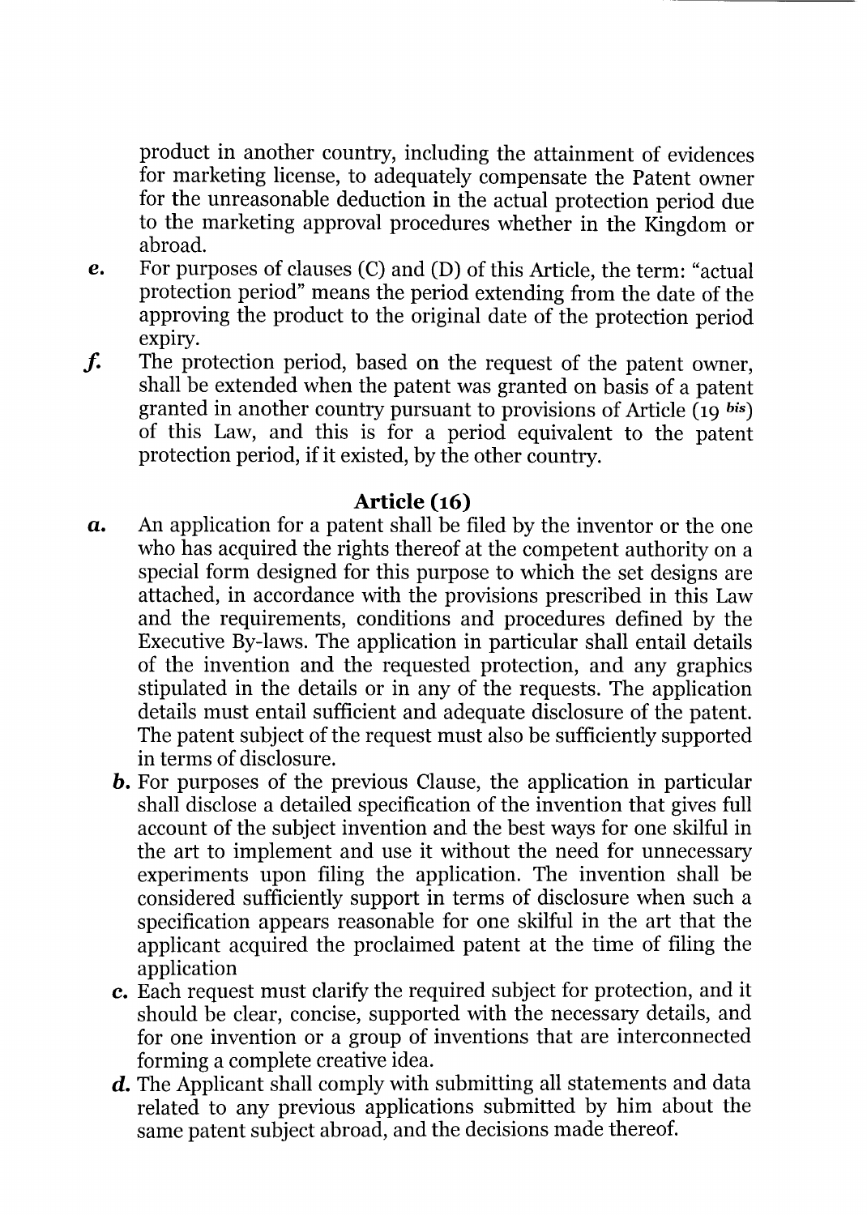product in another country, including the attainment of evidences for marketing license, to adequately compensate the Patent owner for the unreasonable deduction in the actual protection period due to the marketing approval procedures whether in the Kingdom or abroad.

***e.*** For purposes of clauses (C) and (D) of this Article, the term: "actual protection period" means the period extending from the date of the approving the product to the original date of the protection period expiry.

***f.*** The protection period, based on the request of the patent owner, shall be extended when the patent was granted on basis of a patent granted in another country pursuant to provisions of Article (19 ***bis***) of this Law, and this is for a period equivalent to the patent protection period, if it existed, by the other country.

## Article (16)

***a.*** An application for a patent shall be filed by the inventor or the one who has acquired the rights thereof at the competent authority on a special form designed for this purpose to which the set designs are attached, in accordance with the provisions prescribed in this Law and the requirements, conditions and procedures defined by the Executive By-laws. The application in particular shall entail details of the invention and the requested protection, and any graphics stipulated in the details or in any of the requests. The application details must entail sufficient and adequate disclosure of the patent. The patent subject of the request must also be sufficiently supported in terms of disclosure.

***b.*** For purposes of the previous Clause, the application in particular shall disclose a detailed specification of the invention that gives full account of the subject invention and the best ways for one skilful in the art to implement and use it without the need for unnecessary experiments upon filing the application. The invention shall be considered sufficiently support in terms of disclosure when such a specification appears reasonable for one skilful in the art that the applicant acquired the proclaimed patent at the time of filing the application

***c.*** Each request must clarify the required subject for protection, and it should be clear, concise, supported with the necessary details, and for one invention or a group of inventions that are interconnected forming a complete creative idea.

***d.*** The Applicant shall comply with submitting all statements and data related to any previous applications submitted by him about the same patent subject abroad, and the decisions made thereof.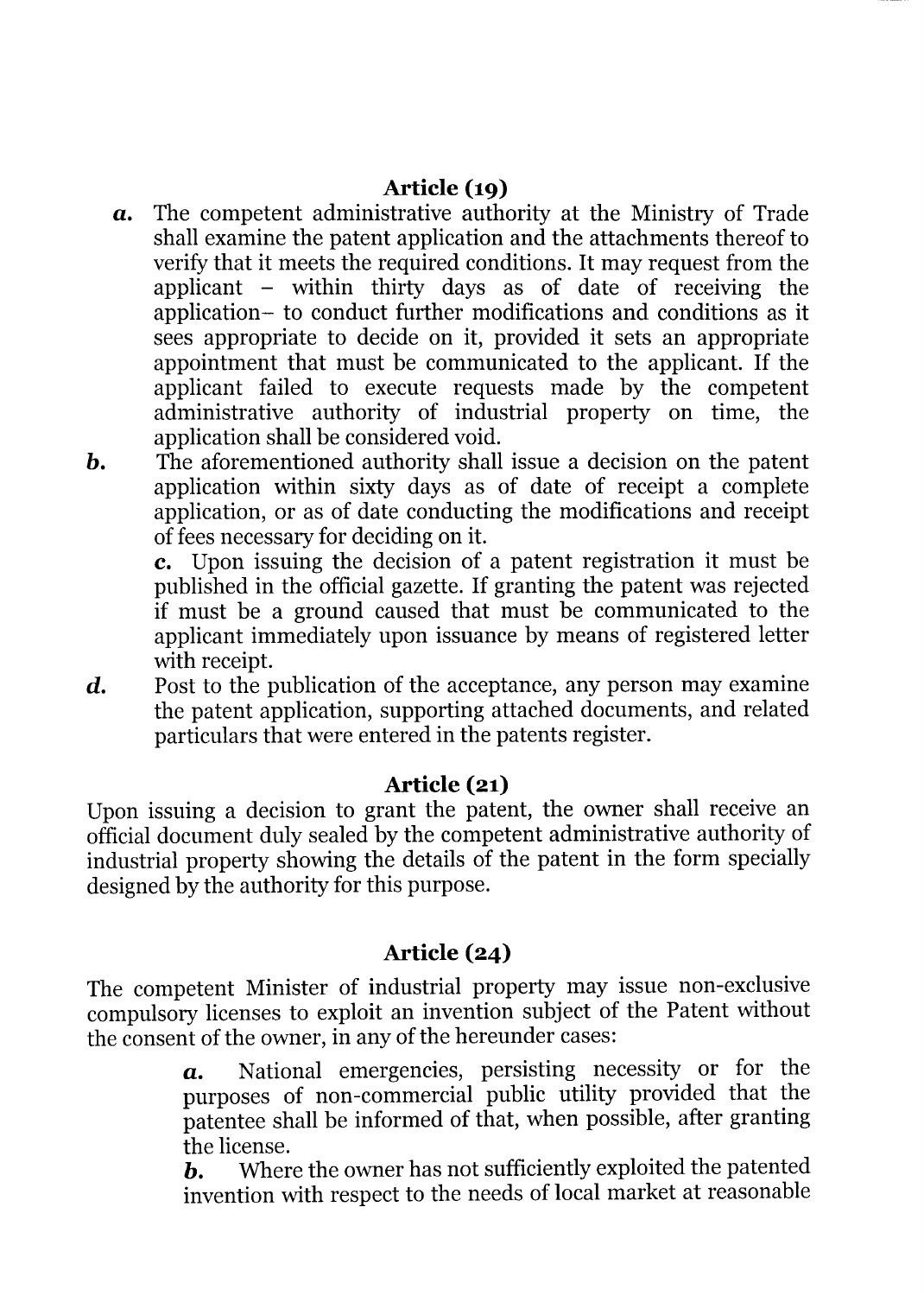## Article (19)

*a.* The competent administrative authority at the Ministry of Trade shall examine the patent application and the attachments thereof to verify that it meets the required conditions. It may request from the applicant – within thirty days as of date of receiving the application– to conduct further modifications and conditions as it sees appropriate to decide on it, provided it sets an appropriate appointment that must be communicated to the applicant. If the applicant failed to execute requests made by the competent administrative authority of industrial property on time, the application shall be considered void.

*b.* The aforementioned authority shall issue a decision on the patent application within sixty days as of date of receipt a complete application, or as of date conducting the modifications and receipt of fees necessary for deciding on it.

*c.* Upon issuing the decision of a patent registration it must be published in the official gazette. If granting the patent was rejected if must be a ground caused that must be communicated to the applicant immediately upon issuance by means of registered letter with receipt.

*d.* Post to the publication of the acceptance, any person may examine the patent application, supporting attached documents, and related particulars that were entered in the patents register.

## Article (21)

Upon issuing a decision to grant the patent, the owner shall receive an official document duly sealed by the competent administrative authority of industrial property showing the details of the patent in the form specially designed by the authority for this purpose.

## Article (24)

The competent Minister of industrial property may issue non-exclusive compulsory licenses to exploit an invention subject of the Patent without the consent of the owner, in any of the hereunder cases:

*a.* National emergencies, persisting necessity or for the purposes of non-commercial public utility provided that the patentee shall be informed of that, when possible, after granting the license.

*b.* Where the owner has not sufficiently exploited the patented invention with respect to the needs of local market at reasonable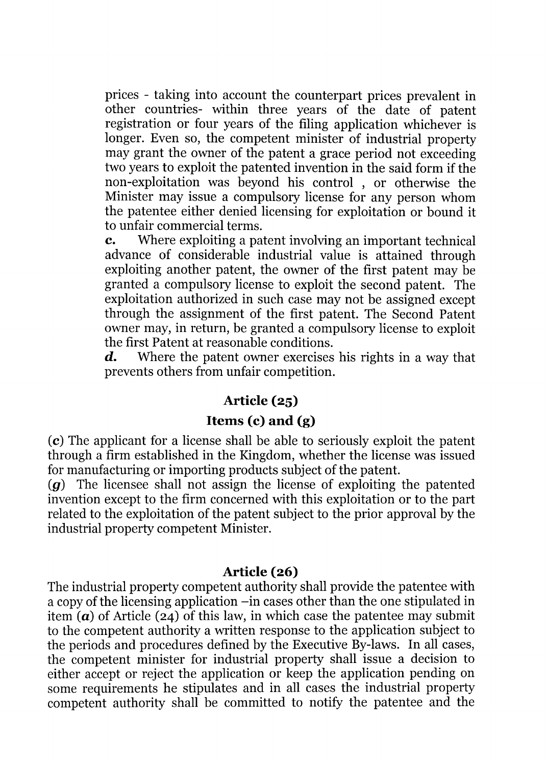prices - taking into account the counterpart prices prevalent in other countries- within three years of the date of patent registration or four years of the filing application whichever is longer. Even so, the competent minister of industrial property may grant the owner of the patent a grace period not exceeding two years to exploit the patented invention in the said form if the non-exploitation was beyond his control , or otherwise the Minister may issue a compulsory license for any person whom the patentee either denied licensing for exploitation or bound it to unfair commercial terms.

**c.** Where exploiting a patent involving an important technical advance of considerable industrial value is attained through exploiting another patent, the owner of the first patent may be granted a compulsory license to exploit the second patent. The exploitation authorized in such case may not be assigned except through the assignment of the first patent. The Second Patent owner may, in return, be granted a compulsory license to exploit the first Patent at reasonable conditions.

***d.*** Where the patent owner exercises his rights in a way that prevents others from unfair competition.

## Article (25)

### Items (c) and (g)

**(*c*)** The applicant for a license shall be able to seriously exploit the patent through a firm established in the Kingdom, whether the license was issued for manufacturing or importing products subject of the patent.

**(*g*)** The licensee shall not assign the license of exploiting the patented invention except to the firm concerned with this exploitation or to the part related to the exploitation of the patent subject to the prior approval by the industrial property competent Minister.

## Article (26)

The industrial property competent authority shall provide the patentee with a copy of the licensing application –in cases other than the one stipulated in item **(*a*)** of Article (24) of this law, in which case the patentee may submit to the competent authority a written response to the application subject to the periods and procedures defined by the Executive By-laws. In all cases, the competent minister for industrial property shall issue a decision to either accept or reject the application or keep the application pending on some requirements he stipulates and in all cases the industrial property competent authority shall be committed to notify the patentee and the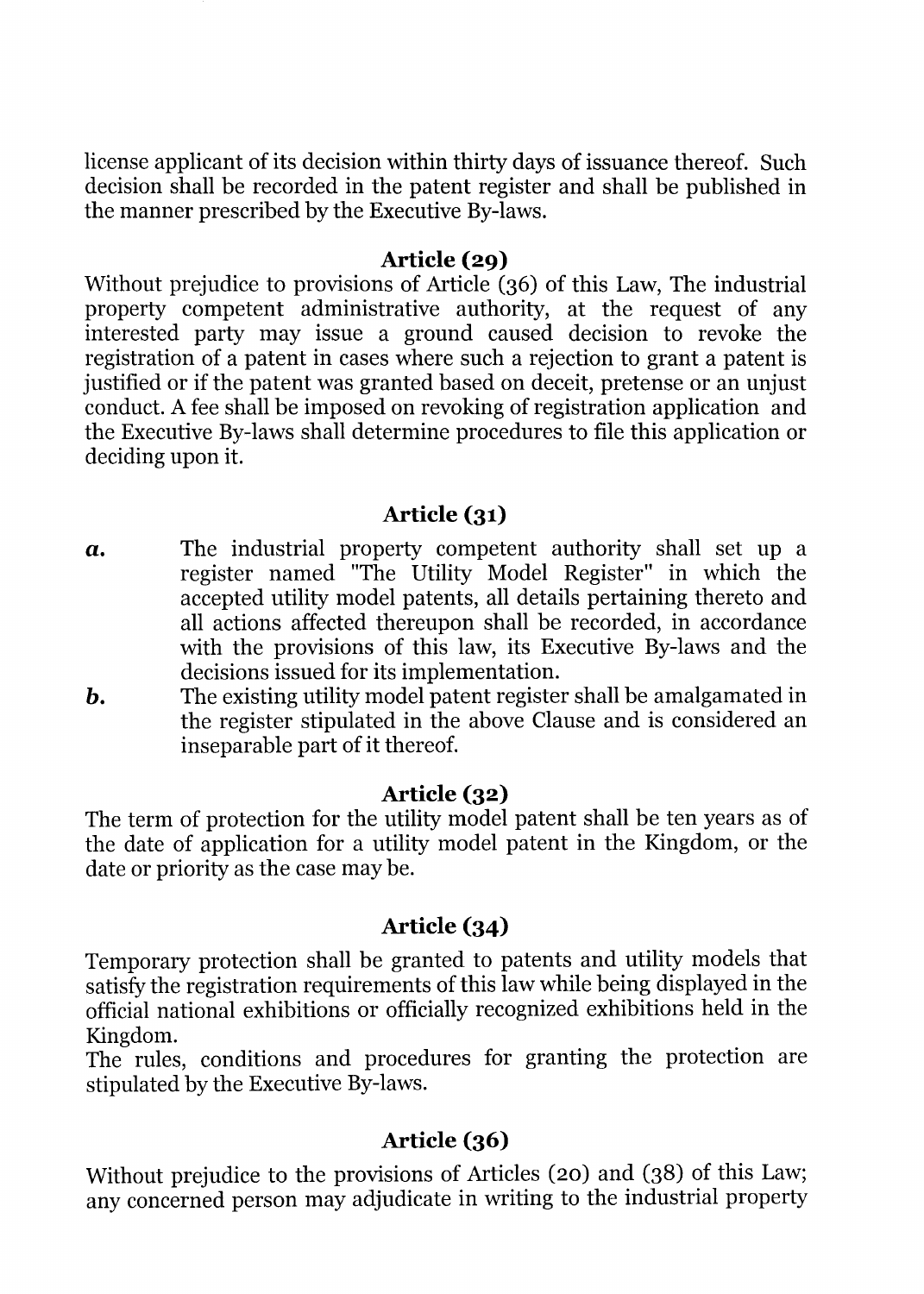license applicant of its decision within thirty days of issuance thereof. Such decision shall be recorded in the patent register and shall be published in the manner prescribed by the Executive By-laws.

### Article (29)

Without prejudice to provisions of Article (36) of this Law, The industrial property competent administrative authority, at the request of any interested party may issue a ground caused decision to revoke the registration of a patent in cases where such a rejection to grant a patent is justified or if the patent was granted based on deceit, pretense or an unjust conduct. A fee shall be imposed on revoking of registration application and the Executive By-laws shall determine procedures to file this application or deciding upon it.

### Article (31)

***a.*** The industrial property competent authority shall set up a register named "The Utility Model Register" in which the accepted utility model patents, all details pertaining thereto and all actions affected thereupon shall be recorded, in accordance with the provisions of this law, its Executive By-laws and the decisions issued for its implementation.

***b.*** The existing utility model patent register shall be amalgamated in the register stipulated in the above Clause and is considered an inseparable part of it thereof.

### Article (32)

The term of protection for the utility model patent shall be ten years as of the date of application for a utility model patent in the Kingdom, or the date or priority as the case may be.

### Article (34)

Temporary protection shall be granted to patents and utility models that satisfy the registration requirements of this law while being displayed in the official national exhibitions or officially recognized exhibitions held in the Kingdom.

The rules, conditions and procedures for granting the protection are stipulated by the Executive By-laws.

### Article (36)

Without prejudice to the provisions of Articles (20) and (38) of this Law; any concerned person may adjudicate in writing to the industrial property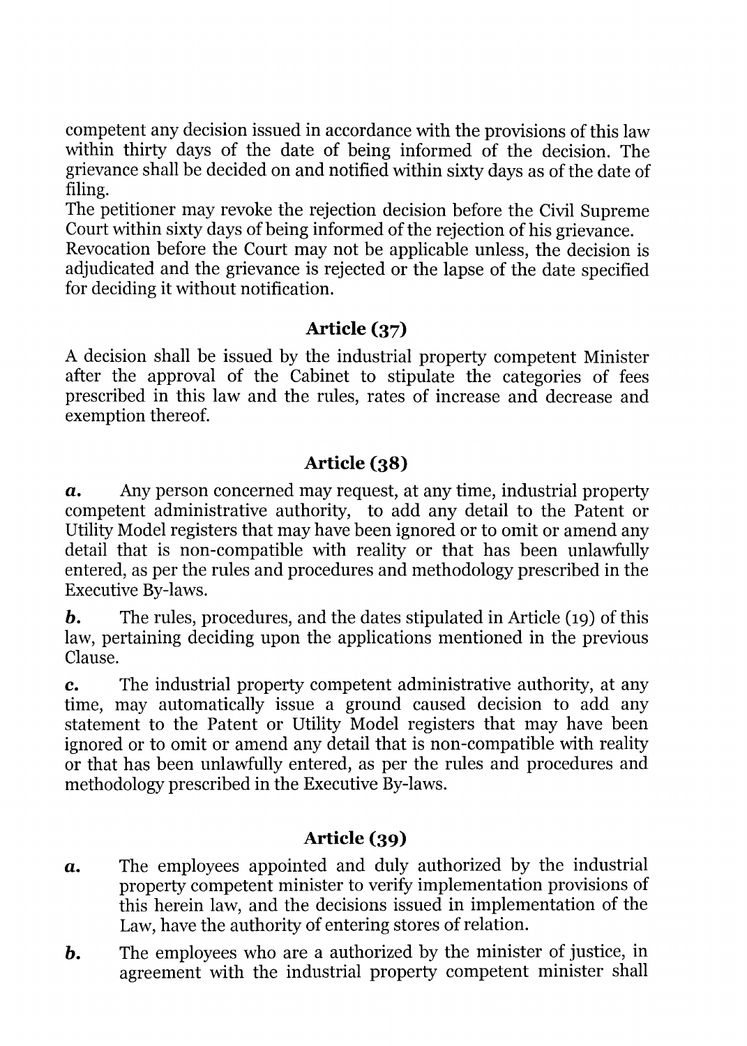competent any decision issued in accordance with the provisions of this law within thirty days of the date of being informed of the decision. The grievance shall be decided on and notified within sixty days as of the date of filing.

The petitioner may revoke the rejection decision before the Civil Supreme Court within sixty days of being informed of the rejection of his grievance.

Revocation before the Court may not be applicable unless, the decision is adjudicated and the grievance is rejected or the lapse of the date specified for deciding it without notification.

## Article (37)

A decision shall be issued by the industrial property competent Minister after the approval of the Cabinet to stipulate the categories of fees prescribed in this law and the rules, rates of increase and decrease and exemption thereof.

## Article (38)

***a.*** Any person concerned may request, at any time, industrial property competent administrative authority, to add any detail to the Patent or Utility Model registers that may have been ignored or to omit or amend any detail that is non-compatible with reality or that has been unlawfully entered, as per the rules and procedures and methodology prescribed in the Executive By-laws.

***b.*** The rules, procedures, and the dates stipulated in Article (19) of this law, pertaining deciding upon the applications mentioned in the previous Clause.

**c.** The industrial property competent administrative authority, at any time, may automatically issue a ground caused decision to add any statement to the Patent or Utility Model registers that may have been ignored or to omit or amend any detail that is non-compatible with reality or that has been unlawfully entered, as per the rules and procedures and methodology prescribed in the Executive By-laws.

## Article (39)

***a.*** The employees appointed and duly authorized by the industrial property competent minister to verify implementation provisions of this herein law, and the decisions issued in implementation of the Law, have the authority of entering stores of relation.

***b.*** The employees who are a authorized by the minister of justice, in agreement with the industrial property competent minister shall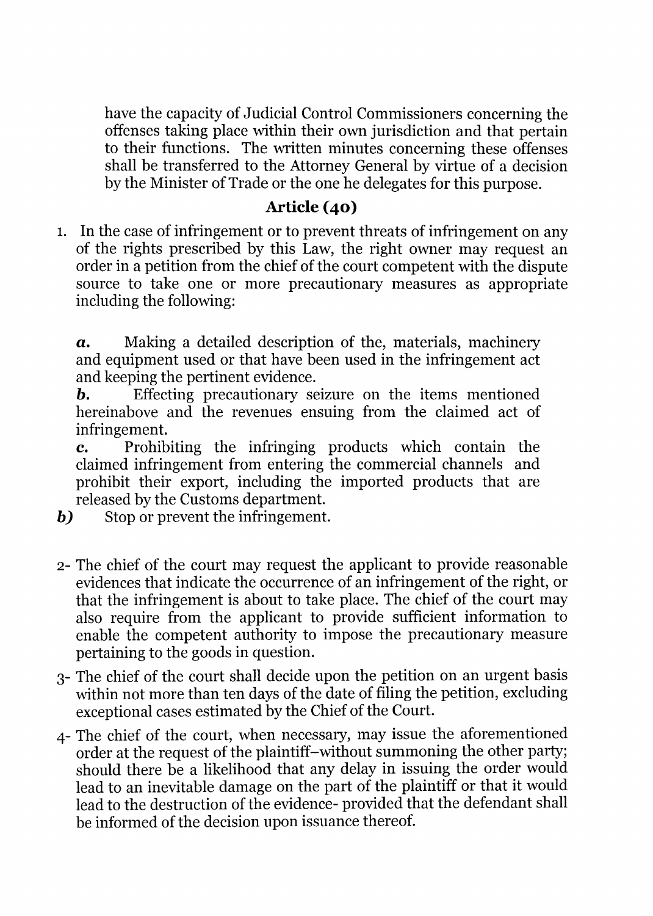have the capacity of Judicial Control Commissioners concerning the offenses taking place within their own jurisdiction and that pertain to their functions. The written minutes concerning these offenses shall be transferred to the Attorney General by virtue of a decision by the Minister of Trade or the one he delegates for this purpose.

## Article (40)

1. In the case of infringement or to prevent threats of infringement on any of the rights prescribed by this Law, the right owner may request an order in a petition from the chief of the court competent with the dispute source to take one or more precautionary measures as appropriate including the following:

   ***a.*** Making a detailed description of the, materials, machinery and equipment used or that have been used in the infringement act and keeping the pertinent evidence.

   ***b.*** Effecting precautionary seizure on the items mentioned hereinabove and the revenues ensuing from the claimed act of infringement.

   ***c.*** Prohibiting the infringing products which contain the claimed infringement from entering the commercial channels and prohibit their export, including the imported products that are released by the Customs department.

***b)*** Stop or prevent the infringement.

2- The chief of the court may request the applicant to provide reasonable evidences that indicate the occurrence of an infringement of the right, or that the infringement is about to take place. The chief of the court may also require from the applicant to provide sufficient information to enable the competent authority to impose the precautionary measure pertaining to the goods in question.

3- The chief of the court shall decide upon the petition on an urgent basis within not more than ten days of the date of filing the petition, excluding exceptional cases estimated by the Chief of the Court.

4- The chief of the court, when necessary, may issue the aforementioned order at the request of the plaintiff–without summoning the other party; should there be a likelihood that any delay in issuing the order would lead to an inevitable damage on the part of the plaintiff or that it would lead to the destruction of the evidence- provided that the defendant shall be informed of the decision upon issuance thereof.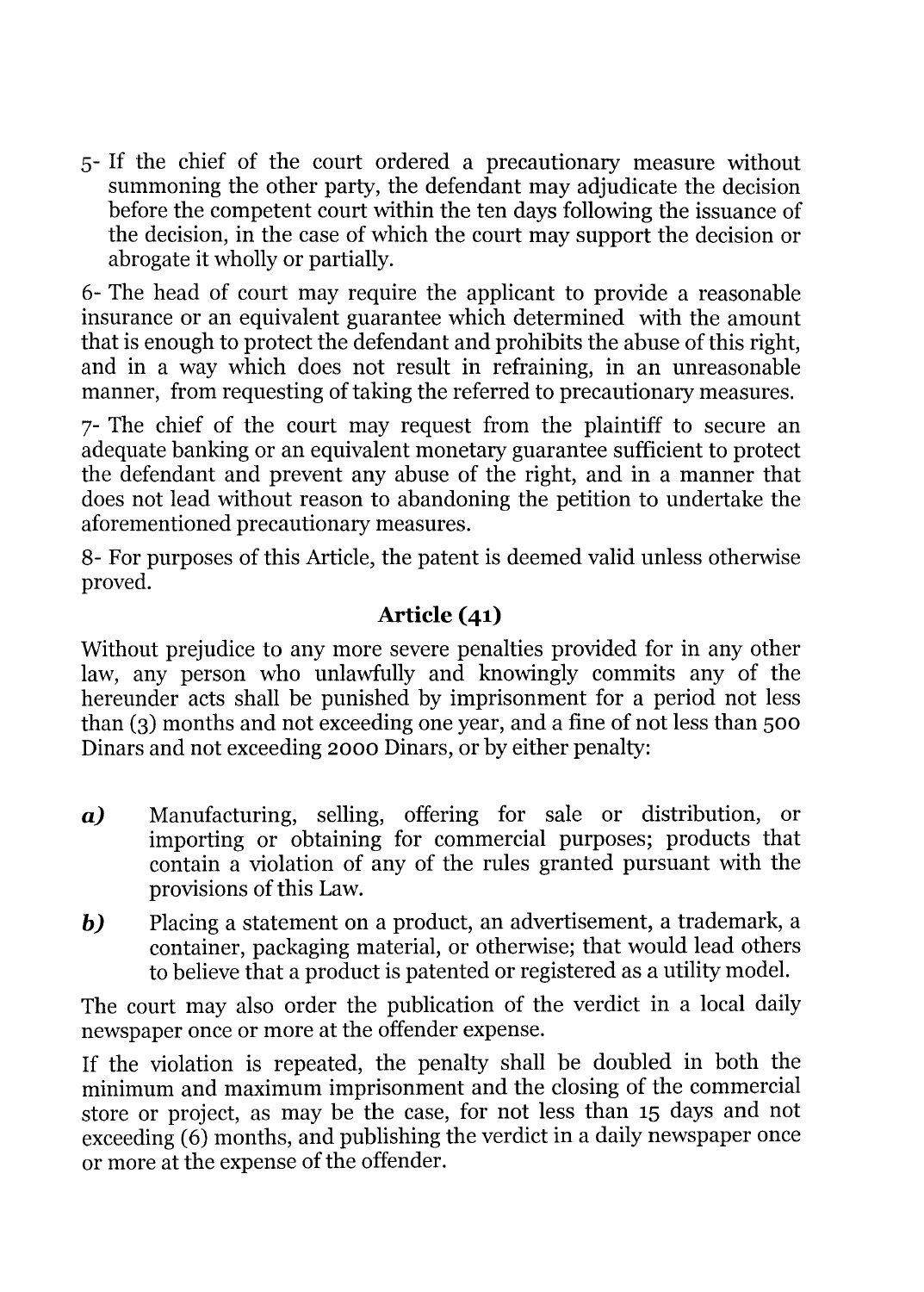5- If the chief of the court ordered a precautionary measure without summoning the other party, the defendant may adjudicate the decision before the competent court within the ten days following the issuance of the decision, in the case of which the court may support the decision or abrogate it wholly or partially.

6- The head of court may require the applicant to provide a reasonable insurance or an equivalent guarantee which determined with the amount that is enough to protect the defendant and prohibits the abuse of this right, and in a way which does not result in refraining, in an unreasonable manner, from requesting of taking the referred to precautionary measures.

7- The chief of the court may request from the plaintiff to secure an adequate banking or an equivalent monetary guarantee sufficient to protect the defendant and prevent any abuse of the right, and in a manner that does not lead without reason to abandoning the petition to undertake the aforementioned precautionary measures.

8- For purposes of this Article, the patent is deemed valid unless otherwise proved.

## Article (41)

Without prejudice to any more severe penalties provided for in any other law, any person who unlawfully and knowingly commits any of the hereunder acts shall be punished by imprisonment for a period not less than (3) months and not exceeding one year, and a fine of not less than 500 Dinars and not exceeding 2000 Dinars, or by either penalty:

***a)*** Manufacturing, selling, offering for sale or distribution, or importing or obtaining for commercial purposes; products that contain a violation of any of the rules granted pursuant with the provisions of this Law.

***b)*** Placing a statement on a product, an advertisement, a trademark, a container, packaging material, or otherwise; that would lead others to believe that a product is patented or registered as a utility model.

The court may also order the publication of the verdict in a local daily newspaper once or more at the offender expense.

If the violation is repeated, the penalty shall be doubled in both the minimum and maximum imprisonment and the closing of the commercial store or project, as may be the case, for not less than 15 days and not exceeding (6) months, and publishing the verdict in a daily newspaper once or more at the expense of the offender.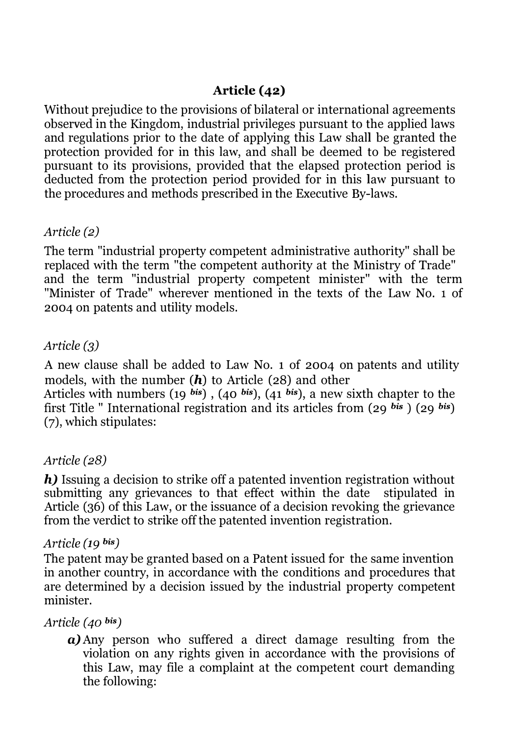### Article (42)

Without prejudice to the provisions of bilateral or international agreements observed in the Kingdom, industrial privileges pursuant to the applied laws and regulations prior to the date of applying this Law shall be granted the protection provided for in this law, and shall be deemed to be registered pursuant to its provisions, provided that the elapsed protection period is deducted from the protection period provided for in this law pursuant to the procedures and methods prescribed in the Executive By-laws.

*Article (2)*

The term "industrial property competent administrative authority" shall be replaced with the term "the competent authority at the Ministry of Trade" and the term "industrial property competent minister" with the term "Minister of Trade" wherever mentioned in the texts of the Law No. 1 of 2004 on patents and utility models.

*Article (3)*

A new clause shall be added to Law No. 1 of 2004 on patents and utility models, with the number (***h***) to Article (28) and other Articles with numbers (19 *bis*) , (40 *bis*), (41 *bis*), a new sixth chapter to the first Title " International registration and its articles from (29 *bis* ) (29 *bis*) (7), which stipulates:

*Article (28)*

***h)*** Issuing a decision to strike off a patented invention registration without submitting any grievances to that effect within the date stipulated in Article (36) of this Law, or the issuance of a decision revoking the grievance from the verdict to strike off the patented invention registration.

*Article (19 bis)*

The patent may be granted based on a Patent issued for the same invention in another country, in accordance with the conditions and procedures that are determined by a decision issued by the industrial property competent minister.

*Article (40 bis)*

***a)*** Any person who suffered a direct damage resulting from the violation on any rights given in accordance with the provisions of this Law, may file a complaint at the competent court demanding the following: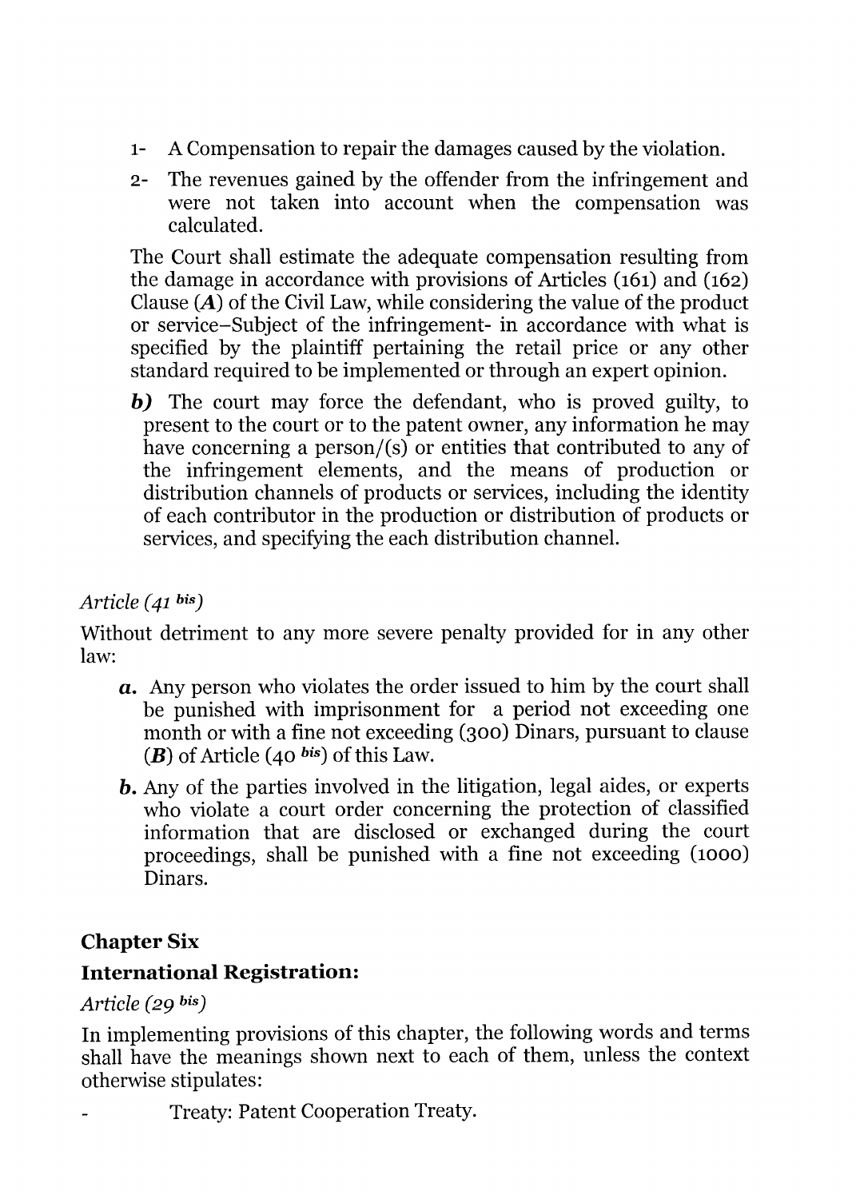1- A Compensation to repair the damages caused by the violation.

2- The revenues gained by the offender from the infringement and were not taken into account when the compensation was calculated.

The Court shall estimate the adequate compensation resulting from the damage in accordance with provisions of Articles (161) and (162) Clause (***A***) of the Civil Law, while considering the value of the product or service–Subject of the infringement- in accordance with what is specified by the plaintiff pertaining the retail price or any other standard required to be implemented or through an expert opinion.

***b)*** The court may force the defendant, who is proved guilty, to present to the court or to the patent owner, any information he may have concerning a person/(s) or entities that contributed to any of the infringement elements, and the means of production or distribution channels of products or services, including the identity of each contributor in the production or distribution of products or services, and specifying the each distribution channel.

*Article (41 bis)*

Without detriment to any more severe penalty provided for in any other law:

***a.*** Any person who violates the order issued to him by the court shall be punished with imprisonment for a period not exceeding one month or with a fine not exceeding (300) Dinars, pursuant to clause (***B***) of Article (40 *bis*) of this Law.

***b.*** Any of the parties involved in the litigation, legal aides, or experts who violate a court order concerning the protection of classified information that are disclosed or exchanged during the court proceedings, shall be punished with a fine not exceeding (1000) Dinars.

## Chapter Six

## International Registration:

*Article (29 bis)*

In implementing provisions of this chapter, the following words and terms shall have the meanings shown next to each of them, unless the context otherwise stipulates:

- Treaty: Patent Cooperation Treaty.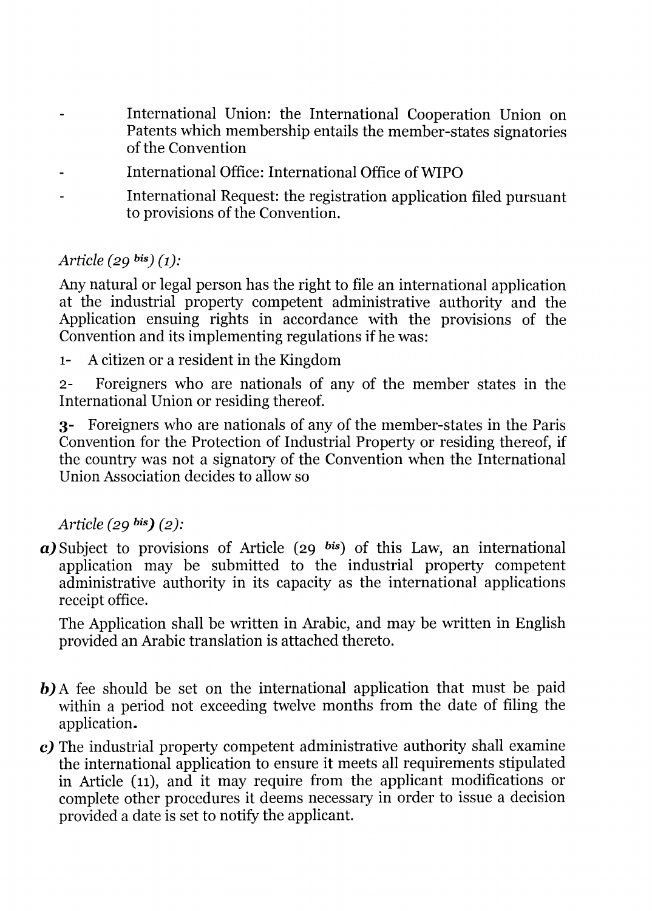- International Union: the International Cooperation Union on Patents which membership entails the member-states signatories of the Convention
- International Office: International Office of WIPO
- International Request: the registration application filed pursuant to provisions of the Convention.

*Article (29 bis) (1):*

Any natural or legal person has the right to file an international application at the industrial property competent administrative authority and the Application ensuing rights in accordance with the provisions of the Convention and its implementing regulations if he was:

1- A citizen or a resident in the Kingdom

2- Foreigners who are nationals of any of the member states in the International Union or residing thereof.

**3-** Foreigners who are nationals of any of the member-states in the Paris Convention for the Protection of Industrial Property or residing thereof, if the country was not a signatory of the Convention when the International Union Association decides to allow so

*Article (29 bis) (2):*

***a)*** Subject to provisions of Article (29 bis) of this Law, an international application may be submitted to the industrial property competent administrative authority in its capacity as the international applications receipt office.

The Application shall be written in Arabic, and may be written in English provided an Arabic translation is attached thereto.

***b)*** A fee should be set on the international application that must be paid within a period not exceeding twelve months from the date of filing the application.

***c)*** The industrial property competent administrative authority shall examine the international application to ensure it meets all requirements stipulated in Article (11), and it may require from the applicant modifications or complete other procedures it deems necessary in order to issue a decision provided a date is set to notify the applicant.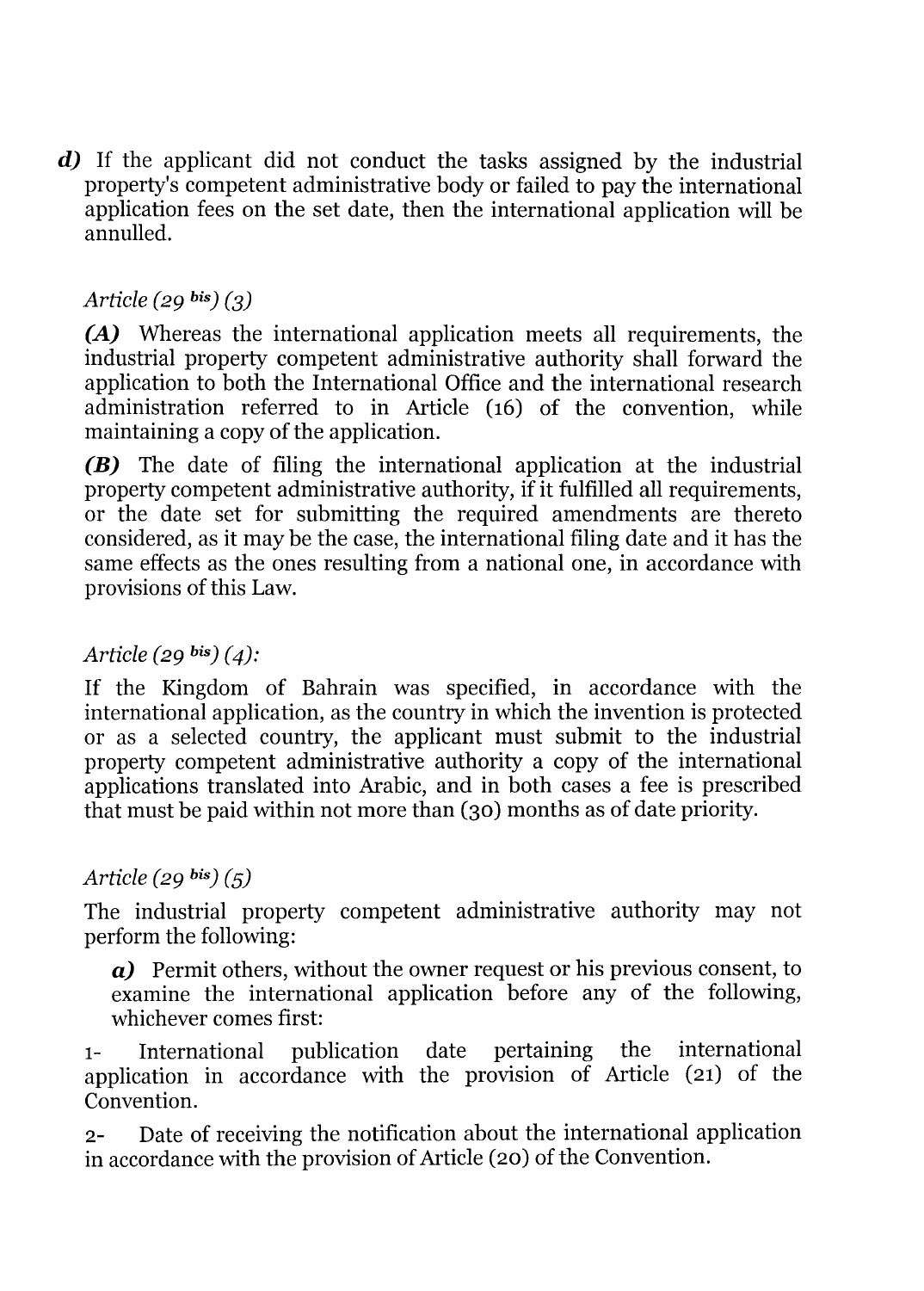**d)** If the applicant did not conduct the tasks assigned by the industrial property's competent administrative body or failed to pay the international application fees on the set date, then the international application will be annulled.

*Article (29 bis) (3)*

**(A)** Whereas the international application meets all requirements, the industrial property competent administrative authority shall forward the application to both the International Office and the international research administration referred to in Article (16) of the convention, while maintaining a copy of the application.

**(B)** The date of filing the international application at the industrial property competent administrative authority, if it fulfilled all requirements, or the date set for submitting the required amendments are thereto considered, as it may be the case, the international filing date and it has the same effects as the ones resulting from a national one, in accordance with provisions of this Law.

*Article (29 bis) (4):*

If the Kingdom of Bahrain was specified, in accordance with the international application, as the country in which the invention is protected or as a selected country, the applicant must submit to the industrial property competent administrative authority a copy of the international applications translated into Arabic, and in both cases a fee is prescribed that must be paid within not more than (30) months as of date priority.

*Article (29 bis) (5)*

The industrial property competent administrative authority may not perform the following:

**a)** Permit others, without the owner request or his previous consent, to examine the international application before any of the following, whichever comes first:

1- International publication date pertaining the international application in accordance with the provision of Article (21) of the Convention.

2- Date of receiving the notification about the international application in accordance with the provision of Article (20) of the Convention.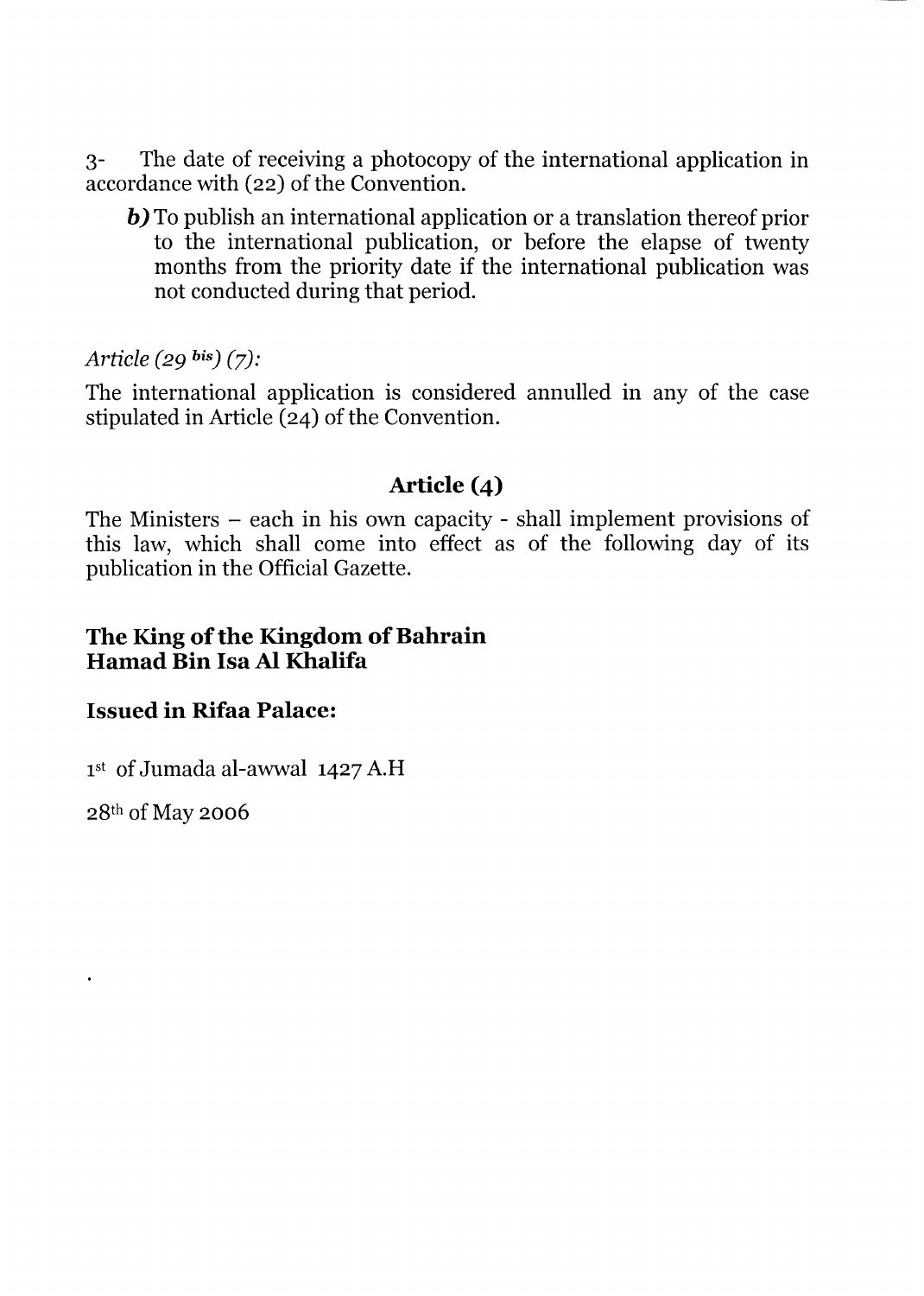3- The date of receiving a photocopy of the international application in accordance with (22) of the Convention.

***b)*** To publish an international application or a translation thereof prior to the international publication, or before the elapse of twenty months from the priority date if the international publication was not conducted during that period.

*Article (29 bis) (7):*

The international application is considered annulled in any of the case stipulated in Article (24) of the Convention.

## Article (4)

The Ministers – each in his own capacity - shall implement provisions of this law, which shall come into effect as of the following day of its publication in the Official Gazette.

**The King of the Kingdom of Bahrain**
**Hamad Bin Isa Al Khalifa**

**Issued in Rifaa Palace:**

1st of Jumada al-awwal 1427 A.H

28th of May 2006